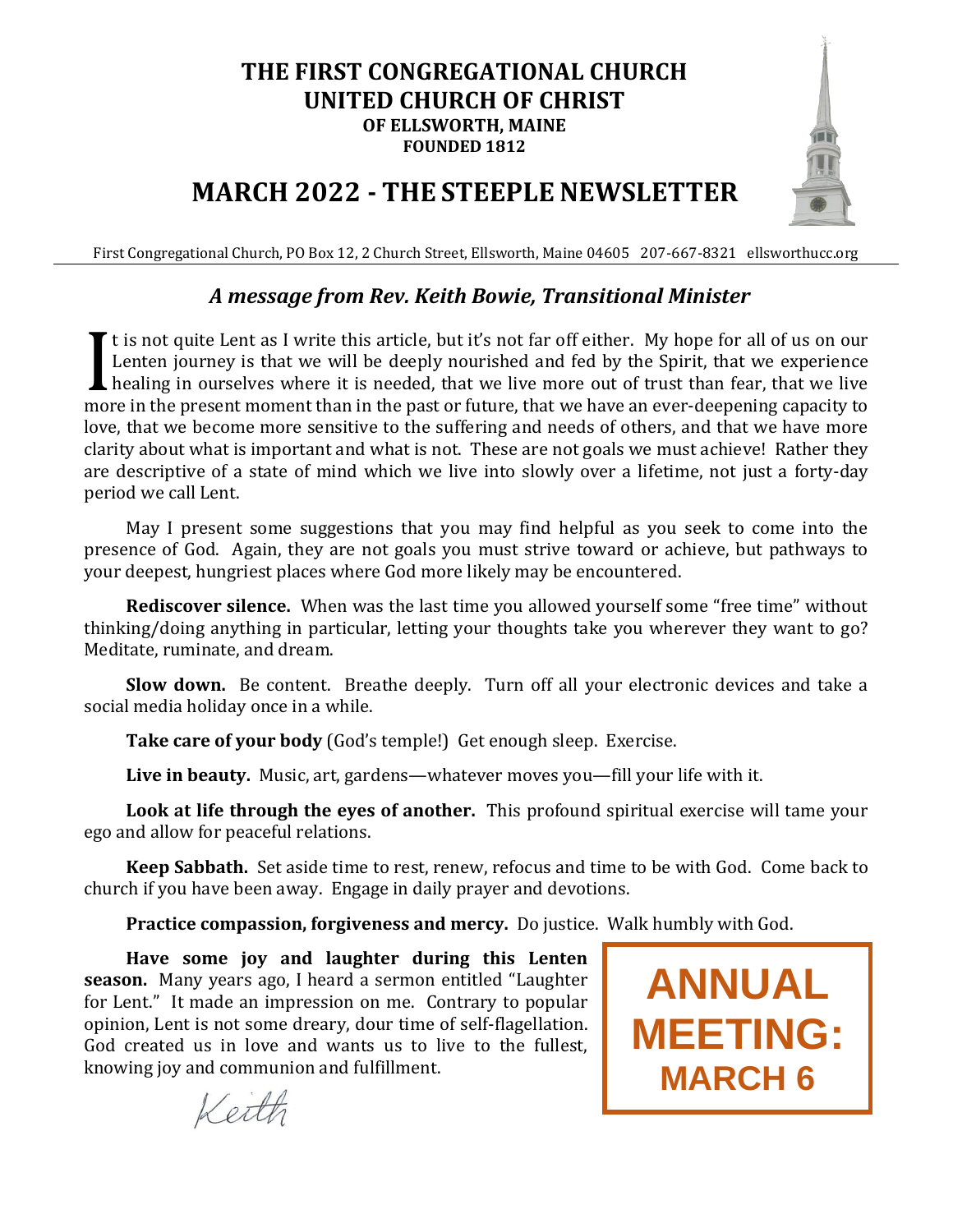# THE FIRST CONGREGATIONAL CHURCH
# UNITED CHURCH OF CHRIST
### OF ELLSWORTH, MAINE
### FOUNDED 1812

## MARCH 2022 - THE STEEPLE NEWSLETTER

First Congregational Church, PO Box 12, 2 Church Street, Ellsworth, Maine 04605 207-667-8321 ellsworthucc.org

## *A message from Rev. Keith Bowie, Transitional Minister*

It is not quite Lent as I write this article, but it's not far off either. My hope for all of us on our Lenten journey is that we will be deeply nourished and fed by the Spirit, that we experience healing in ourselves where it is needed, that we live more out of trust than fear, that we live more in the present moment than in the past or future, that we have an ever-deepening capacity to love, that we become more sensitive to the suffering and needs of others, and that we have more clarity about what is important and what is not. These are not goals we must achieve! Rather they are descriptive of a state of mind which we live into slowly over a lifetime, not just a forty-day period we call Lent.

May I present some suggestions that you may find helpful as you seek to come into the presence of God. Again, they are not goals you must strive toward or achieve, but pathways to your deepest, hungriest places where God more likely may be encountered.

**Rediscover silence.** When was the last time you allowed yourself some "free time" without thinking/doing anything in particular, letting your thoughts take you wherever they want to go? Meditate, ruminate, and dream.

**Slow down.** Be content. Breathe deeply. Turn off all your electronic devices and take a social media holiday once in a while.

**Take care of your body** (God's temple!) Get enough sleep. Exercise.

**Live in beauty.** Music, art, gardens—whatever moves you—fill your life with it.

**Look at life through the eyes of another.** This profound spiritual exercise will tame your ego and allow for peaceful relations.

**Keep Sabbath.** Set aside time to rest, renew, refocus and time to be with God. Come back to church if you have been away. Engage in daily prayer and devotions.

**Practice compassion, forgiveness and mercy.** Do justice. Walk humbly with God.

**Have some joy and laughter during this Lenten season.** Many years ago, I heard a sermon entitled "Laughter for Lent." It made an impression on me. Contrary to popular opinion, Lent is not some dreary, dour time of self-flagellation. God created us in love and wants us to live to the fullest, knowing joy and communion and fulfillment.

Keith

**ANNUAL MEETING: MARCH 6**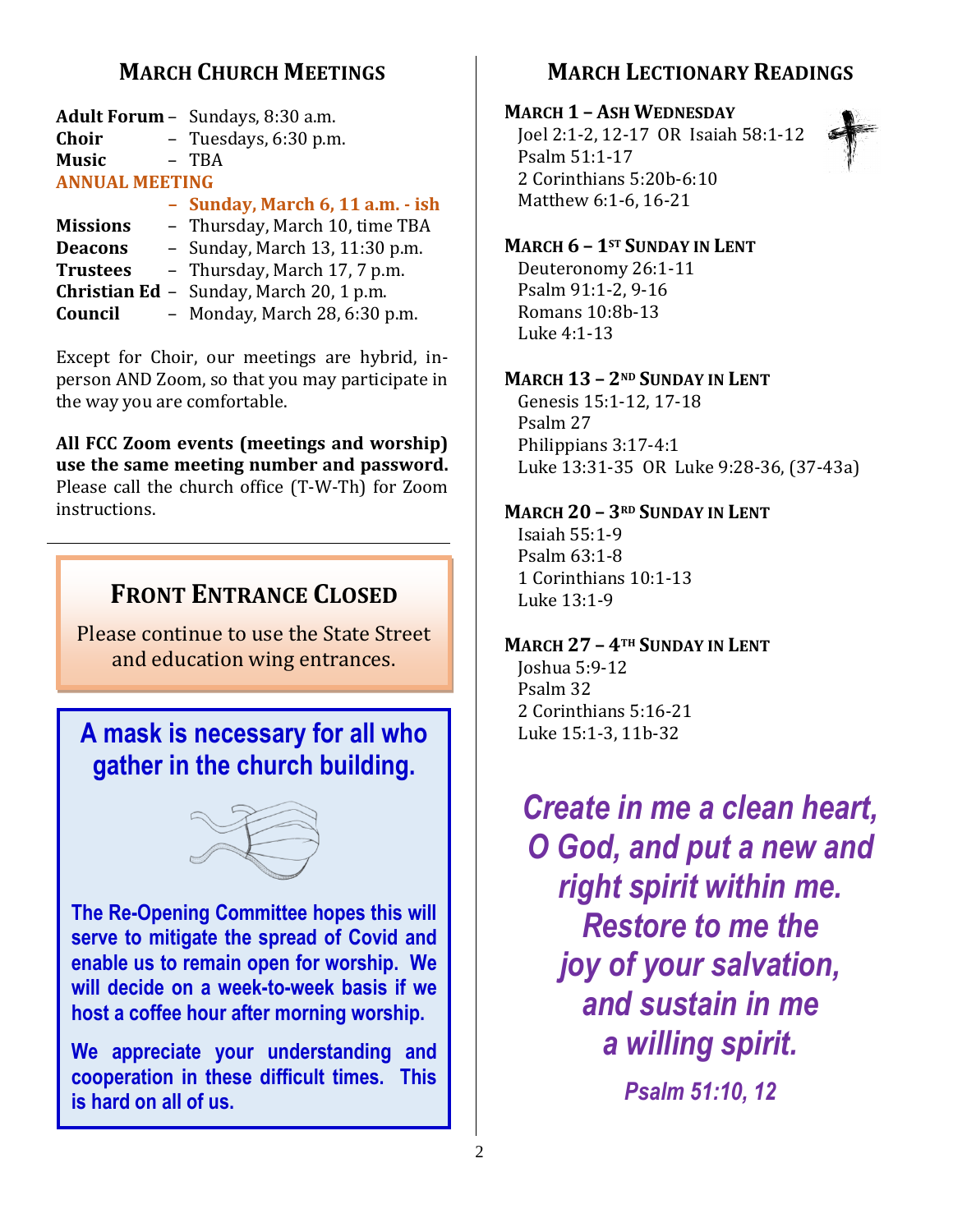## MARCH CHURCH MEETINGS

| | |
|---|---|
| **Adult Forum** | – Sundays, 8:30 a.m. |
| **Choir** | – Tuesdays, 6:30 p.m. |
| **Music** | – TBA |
| **ANNUAL MEETING** | **– Sunday, March 6, 11 a.m. - ish** |
| **Missions** | – Thursday, March 10, time TBA |
| **Deacons** | – Sunday, March 13, 11:30 p.m. |
| **Trustees** | – Thursday, March 17, 7 p.m. |
| **Christian Ed** | – Sunday, March 20, 1 p.m. |
| **Council** | – Monday, March 28, 6:30 p.m. |

Except for Choir, our meetings are hybrid, in-person AND Zoom, so that you may participate in the way you are comfortable.

**All FCC Zoom events (meetings and worship) use the same meeting number and password.** Please call the church office (T-W-Th) for Zoom instructions.

---

## FRONT ENTRANCE CLOSED

Please continue to use the State Street and education wing entrances.

## A mask is necessary for all who gather in the church building.

**The Re-Opening Committee hopes this will serve to mitigate the spread of Covid and enable us to remain open for worship. We will decide on a week-to-week basis if we host a coffee hour after morning worship.**

**We appreciate your understanding and cooperation in these difficult times. This is hard on all of us.**

## MARCH LECTIONARY READINGS

**MARCH 1 – ASH WEDNESDAY**
Joel 2:1-2, 12-17 OR Isaiah 58:1-12
Psalm 51:1-17
2 Corinthians 5:20b-6:10
Matthew 6:1-6, 16-21

**MARCH 6 – 1ST SUNDAY IN LENT**
Deuteronomy 26:1-11
Psalm 91:1-2, 9-16
Romans 10:8b-13
Luke 4:1-13

**MARCH 13 – 2ND SUNDAY IN LENT**
Genesis 15:1-12, 17-18
Psalm 27
Philippians 3:17-4:1
Luke 13:31-35 OR Luke 9:28-36, (37-43a)

**MARCH 20 – 3RD SUNDAY IN LENT**
Isaiah 55:1-9
Psalm 63:1-8
1 Corinthians 10:1-13
Luke 13:1-9

**MARCH 27 – 4TH SUNDAY IN LENT**
Joshua 5:9-12
Psalm 32
2 Corinthians 5:16-21
Luke 15:1-3, 11b-32

***Create in me a clean heart, O God, and put a new and right spirit within me. Restore to me the joy of your salvation, and sustain in me a willing spirit.***

***Psalm 51:10, 12***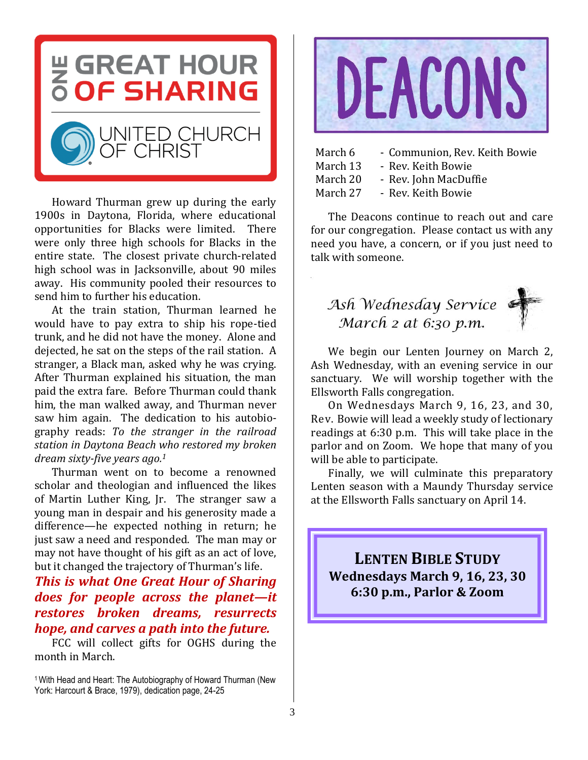# ONE GREAT HOUR OF SHARING

UNITED CHURCH OF CHRIST

Howard Thurman grew up during the early 1900s in Daytona, Florida, where educational opportunities for Blacks were limited. There were only three high schools for Blacks in the entire state. The closest private church-related high school was in Jacksonville, about 90 miles away. His community pooled their resources to send him to further his education.

At the train station, Thurman learned he would have to pay extra to ship his rope-tied trunk, and he did not have the money. Alone and dejected, he sat on the steps of the rail station. A stranger, a Black man, asked why he was crying. After Thurman explained his situation, the man paid the extra fare. Before Thurman could thank him, the man walked away, and Thurman never saw him again. The dedication to his autobiography reads: *To the stranger in the railroad station in Daytona Beach who restored my broken dream sixty-five years ago.*[1]

Thurman went on to become a renowned scholar and theologian and influenced the likes of Martin Luther King, Jr. The stranger saw a young man in despair and his generosity made a difference—he expected nothing in return; he just saw a need and responded. The man may or may not have thought of his gift as an act of love, but it changed the trajectory of Thurman's life.

***This is what One Great Hour of Sharing does for people across the planet—it restores broken dreams, resurrects hope, and carves a path into the future.***

FCC will collect gifts for OGHS during the month in March.

[1] With Head and Heart: The Autobiography of Howard Thurman (New York: Harcourt & Brace, 1979), dedication page, 24-25

# DEACONS

March 6 - Communion, Rev. Keith Bowie
March 13 - Rev. Keith Bowie
March 20 - Rev. John MacDuffie
March 27 - Rev. Keith Bowie

The Deacons continue to reach out and care for our congregation. Please contact us with any need you have, a concern, or if you just need to talk with someone.

## *Ash Wednesday Service*
## *March 2 at 6:30 p.m.*

We begin our Lenten Journey on March 2, Ash Wednesday, with an evening service in our sanctuary. We will worship together with the Ellsworth Falls congregation.

On Wednesdays March 9, 16, 23, and 30, Rev. Bowie will lead a weekly study of lectionary readings at 6:30 p.m. This will take place in the parlor and on Zoom. We hope that many of you will be able to participate.

Finally, we will culminate this preparatory Lenten season with a Maundy Thursday service at the Ellsworth Falls sanctuary on April 14.

**LENTEN BIBLE STUDY**
**Wednesdays March 9, 16, 23, 30**
**6:30 p.m., Parlor & Zoom**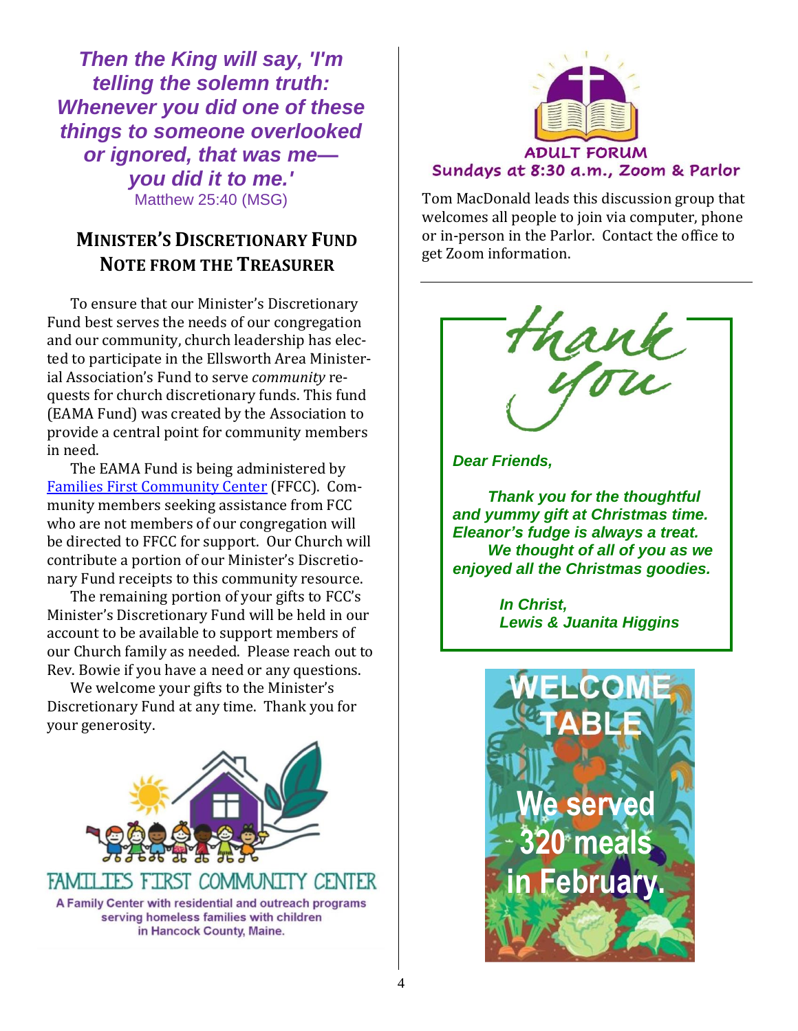***Then the King will say, 'I'm telling the solemn truth: Whenever you did one of these things to someone overlooked or ignored, that was me—you did it to me.'***

Matthew 25:40 (MSG)

## MINISTER'S DISCRETIONARY FUND NOTE FROM THE TREASURER

To ensure that our Minister's Discretionary Fund best serves the needs of our congregation and our community, church leadership has elected to participate in the Ellsworth Area Ministerial Association's Fund to serve *community* requests for church discretionary funds. This fund (EAMA Fund) was created by the Association to provide a central point for community members in need.

The EAMA Fund is being administered by Families First Community Center (FFCC). Community members seeking assistance from FCC who are not members of our congregation will be directed to FFCC for support. Our Church will contribute a portion of our Minister's Discretionary Fund receipts to this community resource.

The remaining portion of your gifts to FCC's Minister's Discretionary Fund will be held in our account to be available to support members of our Church family as needed. Please reach out to Rev. Bowie if you have a need or any questions.

We welcome your gifts to the Minister's Discretionary Fund at any time. Thank you for your generosity.

FAMILIES FIRST COMMUNITY CENTER

A Family Center with residential and outreach programs serving homeless families with children in Hancock County, Maine.

## ADULT FORUM

**Sundays at 8:30 a.m., Zoom & Parlor**

Tom MacDonald leads this discussion group that welcomes all people to join via computer, phone or in-person in the Parlor. Contact the office to get Zoom information.

---

Thank you

***Dear Friends,***

***Thank you for the thoughtful and yummy gift at Christmas time. Eleanor's fudge is always a treat.***

***We thought of all of you as we enjoyed all the Christmas goodies.***

***In Christ,***
***Lewis & Juanita Higgins***

**WELCOME TABLE**

**We served 320 meals in February.**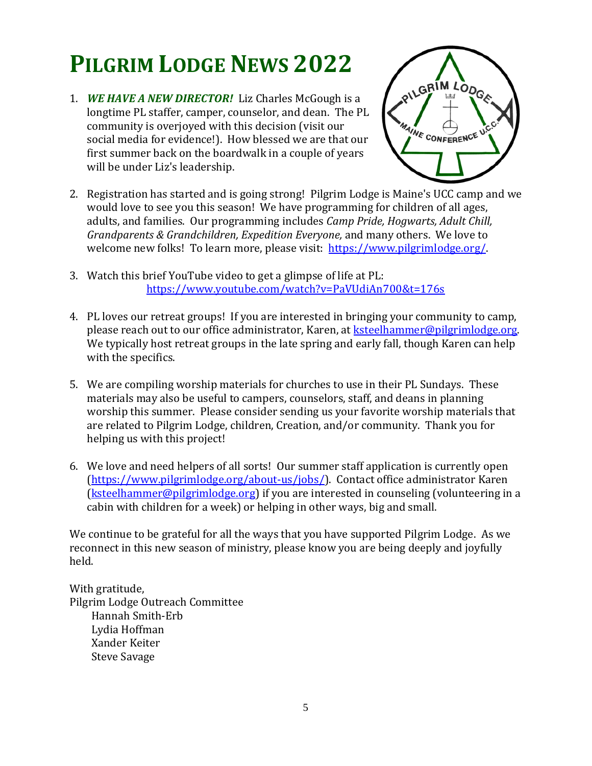# PILGRIM LODGE NEWS 2022

1. ***WE HAVE A NEW DIRECTOR!*** Liz Charles McGough is a longtime PL staffer, camper, counselor, and dean. The PL community is overjoyed with this decision (visit our social media for evidence!). How blessed we are that our first summer back on the boardwalk in a couple of years will be under Liz's leadership.

2. Registration has started and is going strong! Pilgrim Lodge is Maine's UCC camp and we would love to see you this season! We have programming for children of all ages, adults, and families. Our programming includes *Camp Pride, Hogwarts, Adult Chill, Grandparents & Grandchildren, Expedition Everyone,* and many others. We love to welcome new folks! To learn more, please visit: https://www.pilgrimlodge.org/.

3. Watch this brief YouTube video to get a glimpse of life at PL: https://www.youtube.com/watch?v=PaVUdiAn700&t=176s

4. PL loves our retreat groups! If you are interested in bringing your community to camp, please reach out to our office administrator, Karen, at ksteelhammer@pilgrimlodge.org. We typically host retreat groups in the late spring and early fall, though Karen can help with the specifics.

5. We are compiling worship materials for churches to use in their PL Sundays. These materials may also be useful to campers, counselors, staff, and deans in planning worship this summer. Please consider sending us your favorite worship materials that are related to Pilgrim Lodge, children, Creation, and/or community. Thank you for helping us with this project!

6. We love and need helpers of all sorts! Our summer staff application is currently open (https://www.pilgrimlodge.org/about-us/jobs/). Contact office administrator Karen (ksteelhammer@pilgrimlodge.org) if you are interested in counseling (volunteering in a cabin with children for a week) or helping in other ways, big and small.

We continue to be grateful for all the ways that you have supported Pilgrim Lodge. As we reconnect in this new season of ministry, please know you are being deeply and joyfully held.

With gratitude,
Pilgrim Lodge Outreach Committee
Hannah Smith-Erb
Lydia Hoffman
Xander Keiter
Steve Savage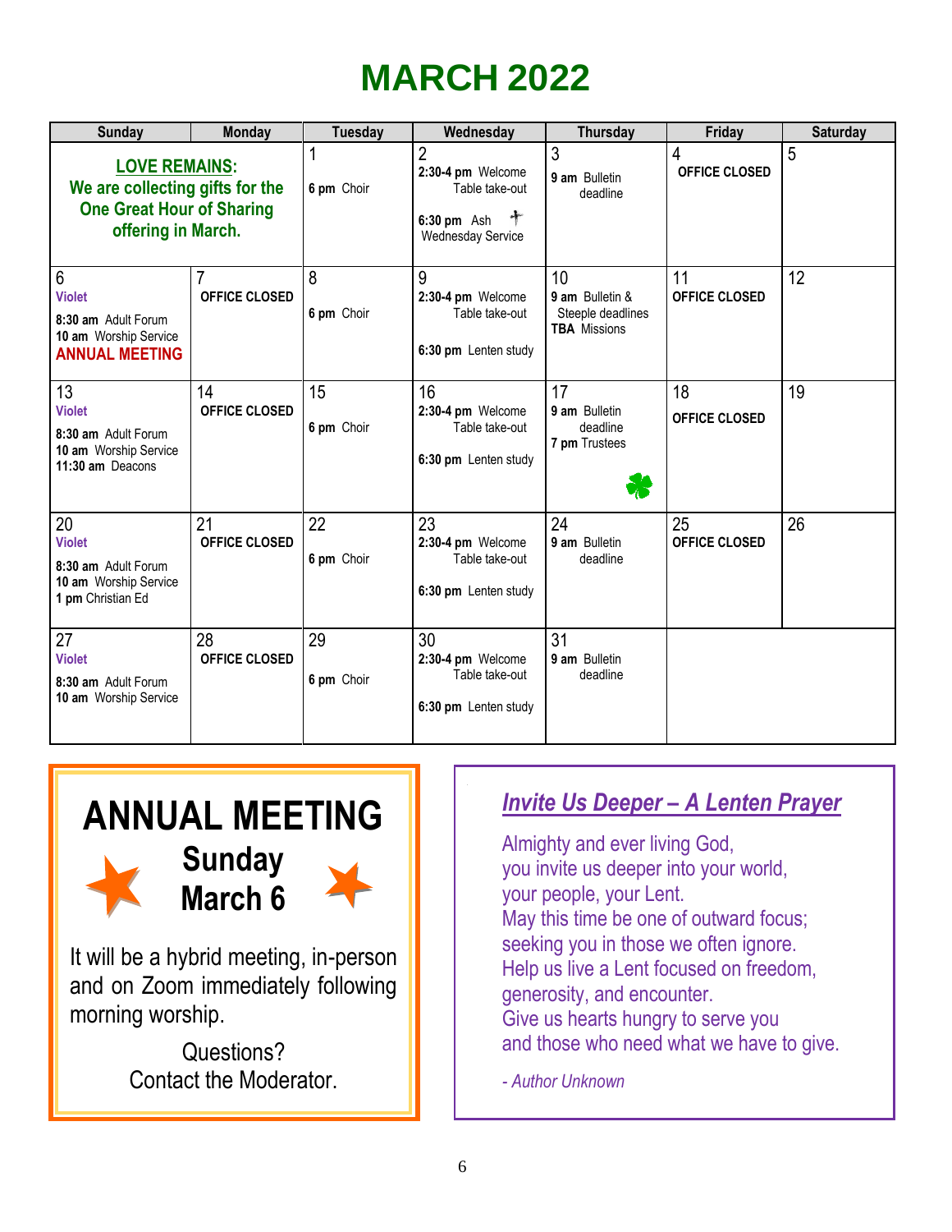# MARCH 2022

| Sunday | Monday | Tuesday | Wednesday | Thursday | Friday | Saturday |
|---|---|---|---|---|---|---|
| **LOVE REMAINS:** We are collecting gifts for the One Great Hour of Sharing offering in March. | | 1<br>**6 pm** Choir | 2<br>**2:30-4 pm** Welcome Table take-out<br>**6:30 pm** Ash Wednesday Service | 3<br>**9 am** Bulletin deadline | 4<br>**OFFICE CLOSED** | 5 |
| 6<br>**Violet**<br>**8:30 am** Adult Forum<br>**10 am** Worship Service<br>**ANNUAL MEETING** | 7<br>**OFFICE CLOSED** | 8<br>**6 pm** Choir | 9<br>**2:30-4 pm** Welcome Table take-out<br>**6:30 pm** Lenten study | 10<br>**9 am** Bulletin & Steeple deadlines<br>**TBA** Missions | 11<br>**OFFICE CLOSED** | 12 |
| 13<br>**Violet**<br>**8:30 am** Adult Forum<br>**10 am** Worship Service<br>**11:30 am** Deacons | 14<br>**OFFICE CLOSED** | 15<br>**6 pm** Choir | 16<br>**2:30-4 pm** Welcome Table take-out<br>**6:30 pm** Lenten study | 17<br>**9 am** Bulletin deadline<br>**7 pm** Trustees | 18<br>**OFFICE CLOSED** | 19 |
| 20<br>**Violet**<br>**8:30 am** Adult Forum<br>**10 am** Worship Service<br>**1 pm** Christian Ed | 21<br>**OFFICE CLOSED** | 22<br>**6 pm** Choir | 23<br>**2:30-4 pm** Welcome Table take-out<br>**6:30 pm** Lenten study | 24<br>**9 am** Bulletin deadline | 25<br>**OFFICE CLOSED** | 26 |
| 27<br>**Violet**<br>**8:30 am** Adult Forum<br>**10 am** Worship Service | 28<br>**OFFICE CLOSED** | 29<br>**6 pm** Choir | 30<br>**2:30-4 pm** Welcome Table take-out<br>**6:30 pm** Lenten study | 31<br>**9 am** Bulletin deadline | | |

## ANNUAL MEETING

**Sunday March 6**

It will be a hybrid meeting, in-person and on Zoom immediately following morning worship.

Questions?
Contact the Moderator.

## *Invite Us Deeper – A Lenten Prayer*

Almighty and ever living God,
you invite us deeper into your world,
your people, your Lent.
May this time be one of outward focus;
seeking you in those we often ignore.
Help us live a Lent focused on freedom,
generosity, and encounter.
Give us hearts hungry to serve you
and those who need what we have to give.

*- Author Unknown*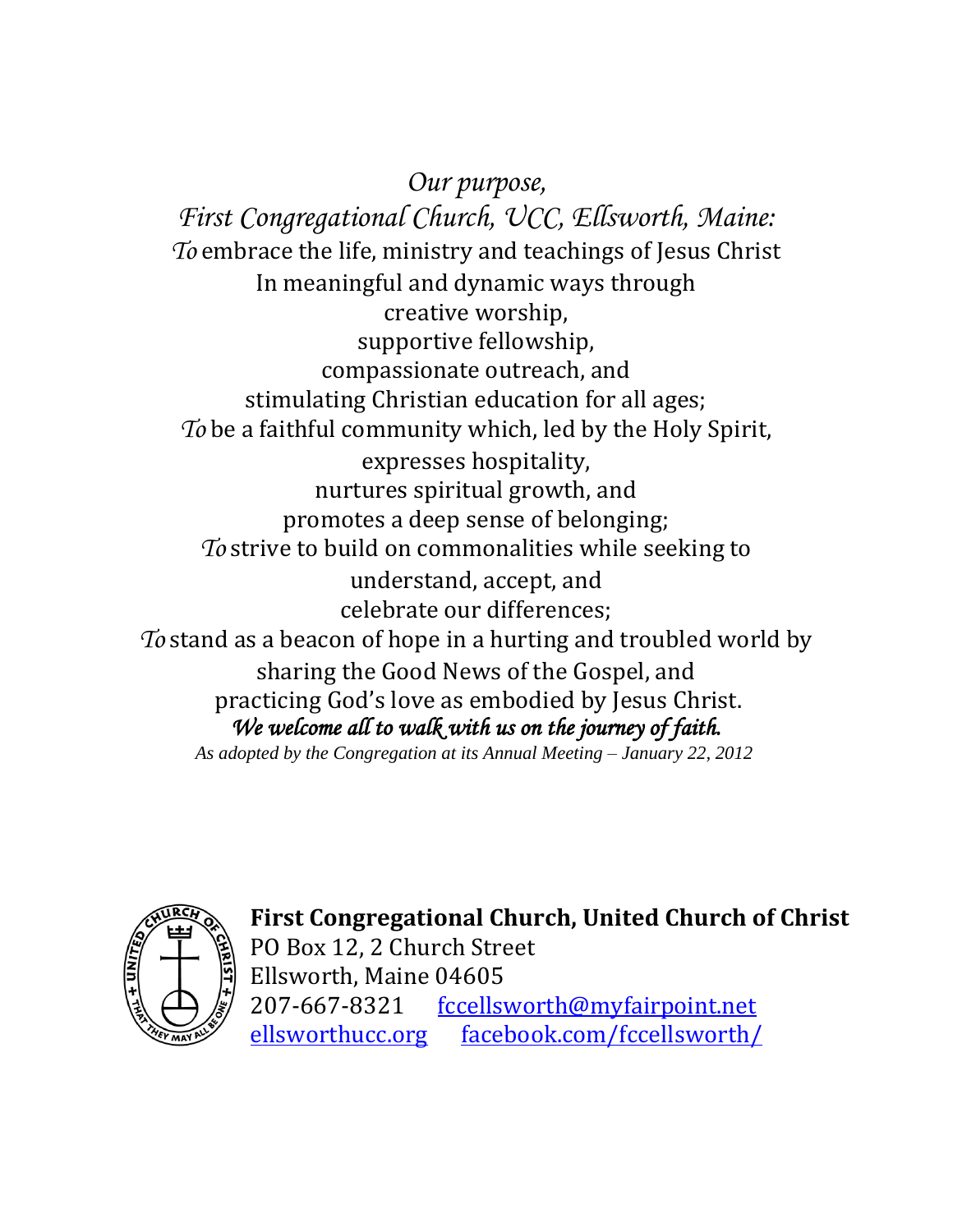*Our purpose,*
*First Congregational Church, UCC, Ellsworth, Maine:*
*To* embrace the life, ministry and teachings of Jesus Christ
In meaningful and dynamic ways through
creative worship,
supportive fellowship,
compassionate outreach, and
stimulating Christian education for all ages;
*To* be a faithful community which, led by the Holy Spirit,
expresses hospitality,
nurtures spiritual growth, and
promotes a deep sense of belonging;
*To* strive to build on commonalities while seeking to
understand, accept, and
celebrate our differences;
*To* stand as a beacon of hope in a hurting and troubled world by
sharing the Good News of the Gospel, and
practicing God's love as embodied by Jesus Christ.
***We welcome all to walk with us on the journey of faith.***
*As adopted by the Congregation at its Annual Meeting – January 22, 2012*

**First Congregational Church, United Church of Christ**
PO Box 12, 2 Church Street
Ellsworth, Maine 04605
207-667-8321 fccellsworth@myfairpoint.net
ellsworthucc.org facebook.com/fccellsworth/